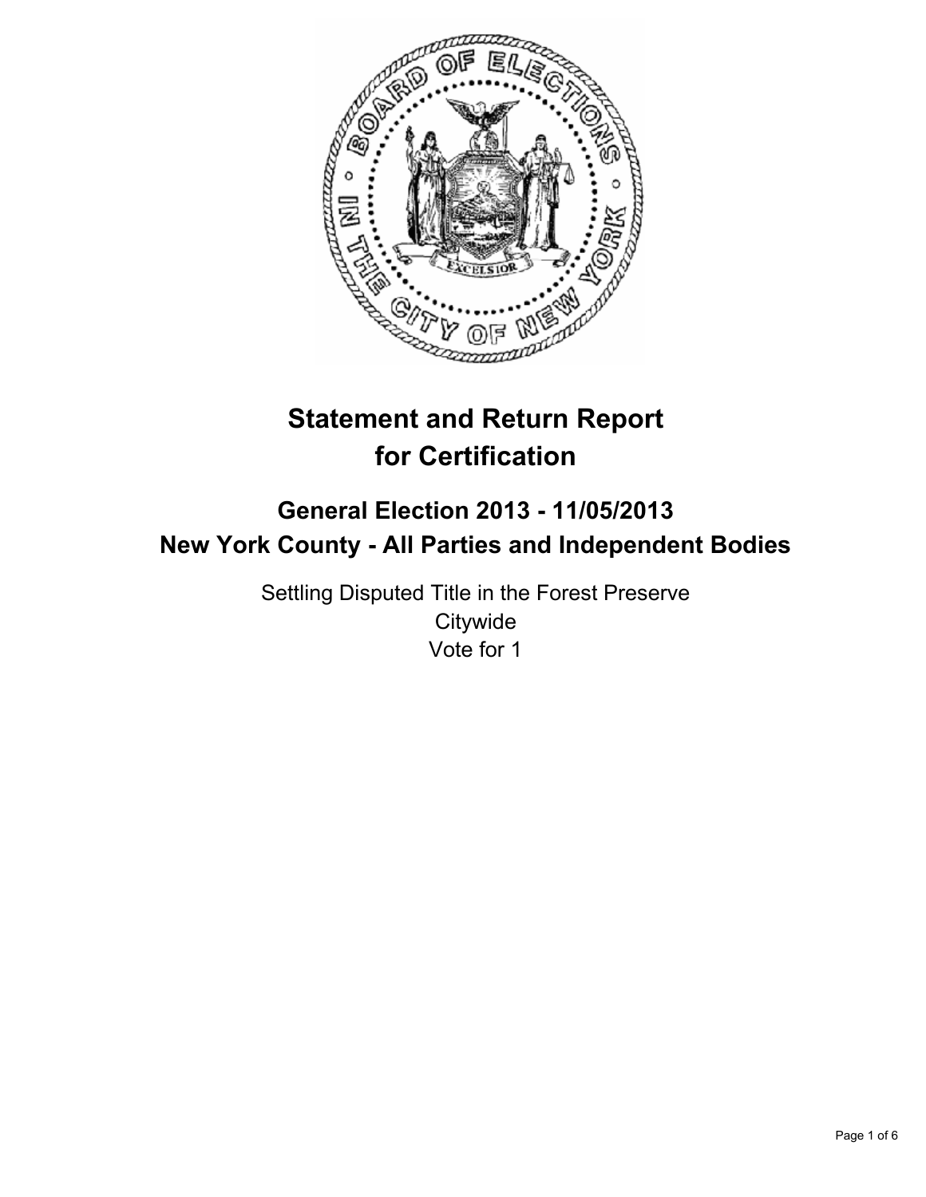# Statement and Return Report for Certification

## General Election 2013 - 11/05/2013
## New York County - All Parties and Independent Bodies

Settling Disputed Title in the Forest Preserve
Citywide
Vote for 1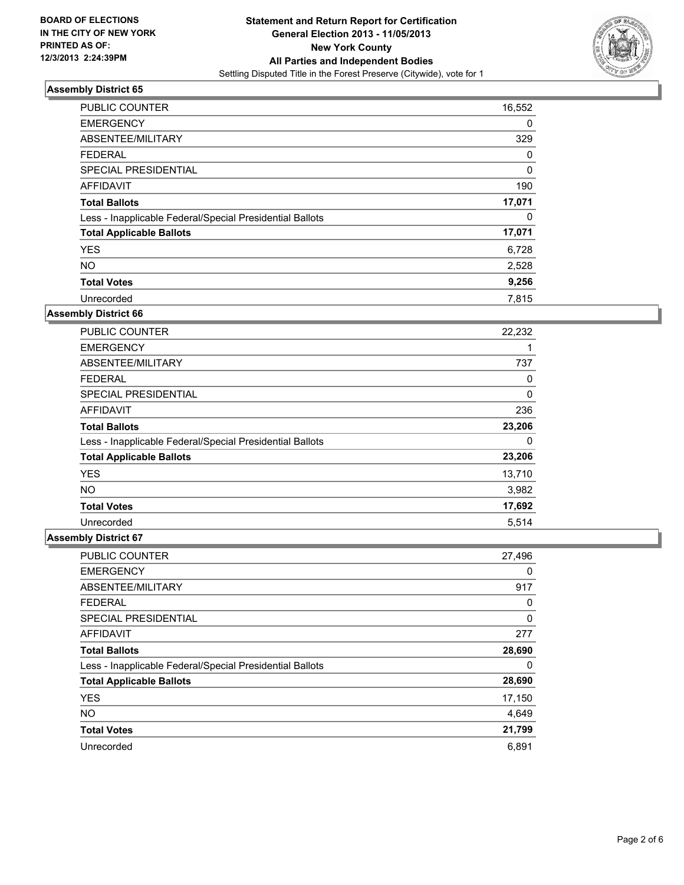**BOARD OF ELECTIONS IN THE CITY OF NEW YORK PRINTED AS OF: 12/3/2013 2:24:39PM**

**Statement and Return Report for Certification**
**General Election 2013 - 11/05/2013**
**New York County**
**All Parties and Independent Bodies**
Settling Disputed Title in the Forest Preserve (Citywide), vote for 1

### Assembly District 65

| | |
|---|---|
| PUBLIC COUNTER | 16,552 |
| EMERGENCY | 0 |
| ABSENTEE/MILITARY | 329 |
| FEDERAL | 0 |
| SPECIAL PRESIDENTIAL | 0 |
| AFFIDAVIT | 190 |
| **Total Ballots** | **17,071** |
| Less - Inapplicable Federal/Special Presidential Ballots | 0 |
| **Total Applicable Ballots** | **17,071** |
| YES | 6,728 |
| NO | 2,528 |
| **Total Votes** | **9,256** |
| Unrecorded | 7,815 |

### Assembly District 66

| | |
|---|---|
| PUBLIC COUNTER | 22,232 |
| EMERGENCY | 1 |
| ABSENTEE/MILITARY | 737 |
| FEDERAL | 0 |
| SPECIAL PRESIDENTIAL | 0 |
| AFFIDAVIT | 236 |
| **Total Ballots** | **23,206** |
| Less - Inapplicable Federal/Special Presidential Ballots | 0 |
| **Total Applicable Ballots** | **23,206** |
| YES | 13,710 |
| NO | 3,982 |
| **Total Votes** | **17,692** |
| Unrecorded | 5,514 |

### Assembly District 67

| | |
|---|---|
| PUBLIC COUNTER | 27,496 |
| EMERGENCY | 0 |
| ABSENTEE/MILITARY | 917 |
| FEDERAL | 0 |
| SPECIAL PRESIDENTIAL | 0 |
| AFFIDAVIT | 277 |
| **Total Ballots** | **28,690** |
| Less - Inapplicable Federal/Special Presidential Ballots | 0 |
| **Total Applicable Ballots** | **28,690** |
| YES | 17,150 |
| NO | 4,649 |
| **Total Votes** | **21,799** |
| Unrecorded | 6,891 |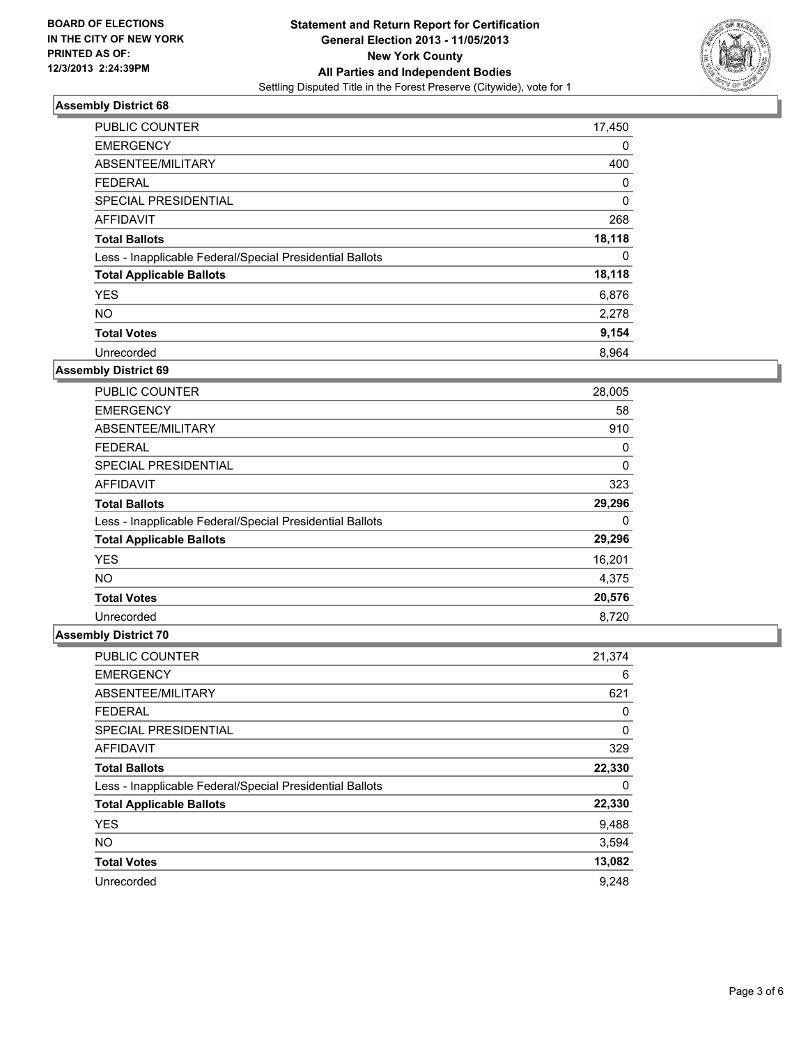**BOARD OF ELECTIONS IN THE CITY OF NEW YORK PRINTED AS OF: 12/3/2013 2:24:39PM**

# Statement and Return Report for Certification
## General Election 2013 - 11/05/2013
## New York County
## All Parties and Independent Bodies
Settling Disputed Title in the Forest Preserve (Citywide), vote for 1

### Assembly District 68

| | |
|---|---|
| PUBLIC COUNTER | 17,450 |
| EMERGENCY | 0 |
| ABSENTEE/MILITARY | 400 |
| FEDERAL | 0 |
| SPECIAL PRESIDENTIAL | 0 |
| AFFIDAVIT | 268 |
| **Total Ballots** | **18,118** |
| Less - Inapplicable Federal/Special Presidential Ballots | 0 |
| **Total Applicable Ballots** | **18,118** |
| YES | 6,876 |
| NO | 2,278 |
| **Total Votes** | **9,154** |
| Unrecorded | 8,964 |

### Assembly District 69

| | |
|---|---|
| PUBLIC COUNTER | 28,005 |
| EMERGENCY | 58 |
| ABSENTEE/MILITARY | 910 |
| FEDERAL | 0 |
| SPECIAL PRESIDENTIAL | 0 |
| AFFIDAVIT | 323 |
| **Total Ballots** | **29,296** |
| Less - Inapplicable Federal/Special Presidential Ballots | 0 |
| **Total Applicable Ballots** | **29,296** |
| YES | 16,201 |
| NO | 4,375 |
| **Total Votes** | **20,576** |
| Unrecorded | 8,720 |

### Assembly District 70

| | |
|---|---|
| PUBLIC COUNTER | 21,374 |
| EMERGENCY | 6 |
| ABSENTEE/MILITARY | 621 |
| FEDERAL | 0 |
| SPECIAL PRESIDENTIAL | 0 |
| AFFIDAVIT | 329 |
| **Total Ballots** | **22,330** |
| Less - Inapplicable Federal/Special Presidential Ballots | 0 |
| **Total Applicable Ballots** | **22,330** |
| YES | 9,488 |
| NO | 3,594 |
| **Total Votes** | **13,082** |
| Unrecorded | 9,248 |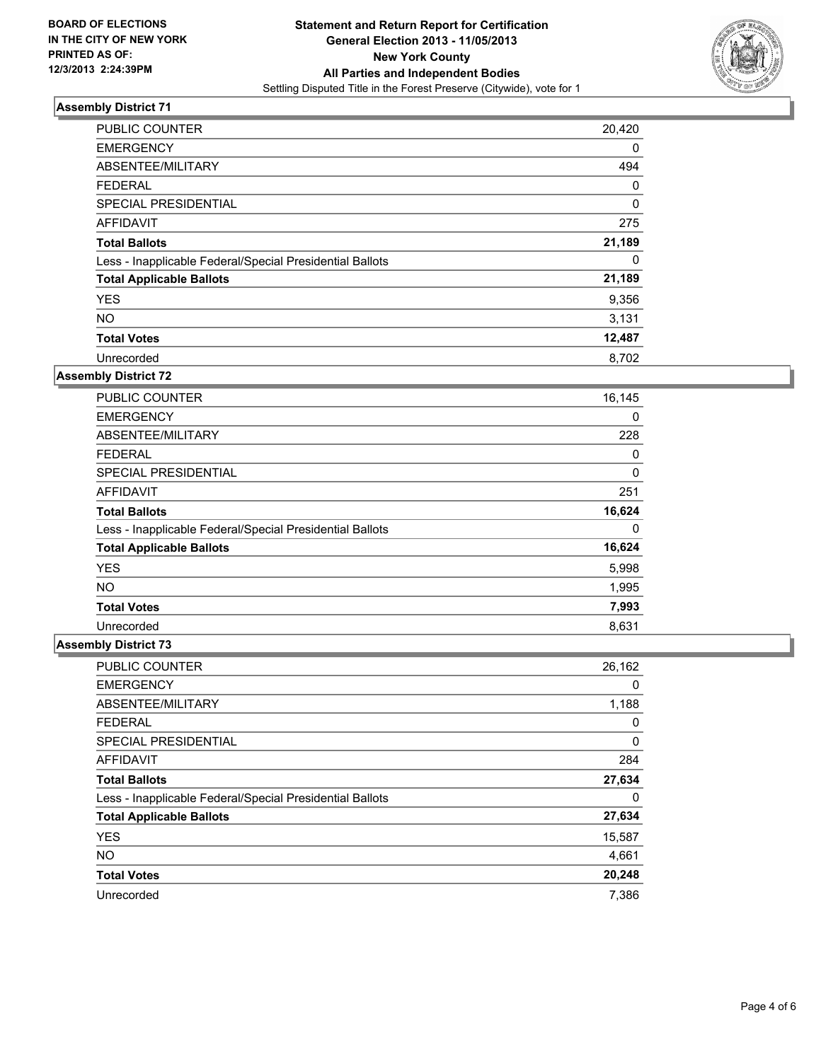BOARD OF ELECTIONS
IN THE CITY OF NEW YORK
PRINTED AS OF:
12/3/2013 2:24:39PM

**Statement and Return Report for Certification**
**General Election 2013 - 11/05/2013**
**New York County**
**All Parties and Independent Bodies**
Settling Disputed Title in the Forest Preserve (Citywide), vote for 1

### Assembly District 71

| | |
|---|---|
| PUBLIC COUNTER | 20,420 |
| EMERGENCY | 0 |
| ABSENTEE/MILITARY | 494 |
| FEDERAL | 0 |
| SPECIAL PRESIDENTIAL | 0 |
| AFFIDAVIT | 275 |
| **Total Ballots** | **21,189** |
| Less - Inapplicable Federal/Special Presidential Ballots | 0 |
| **Total Applicable Ballots** | **21,189** |
| YES | 9,356 |
| NO | 3,131 |
| **Total Votes** | **12,487** |
| Unrecorded | 8,702 |

### Assembly District 72

| | |
|---|---|
| PUBLIC COUNTER | 16,145 |
| EMERGENCY | 0 |
| ABSENTEE/MILITARY | 228 |
| FEDERAL | 0 |
| SPECIAL PRESIDENTIAL | 0 |
| AFFIDAVIT | 251 |
| **Total Ballots** | **16,624** |
| Less - Inapplicable Federal/Special Presidential Ballots | 0 |
| **Total Applicable Ballots** | **16,624** |
| YES | 5,998 |
| NO | 1,995 |
| **Total Votes** | **7,993** |
| Unrecorded | 8,631 |

### Assembly District 73

| | |
|---|---|
| PUBLIC COUNTER | 26,162 |
| EMERGENCY | 0 |
| ABSENTEE/MILITARY | 1,188 |
| FEDERAL | 0 |
| SPECIAL PRESIDENTIAL | 0 |
| AFFIDAVIT | 284 |
| **Total Ballots** | **27,634** |
| Less - Inapplicable Federal/Special Presidential Ballots | 0 |
| **Total Applicable Ballots** | **27,634** |
| YES | 15,587 |
| NO | 4,661 |
| **Total Votes** | **20,248** |
| Unrecorded | 7,386 |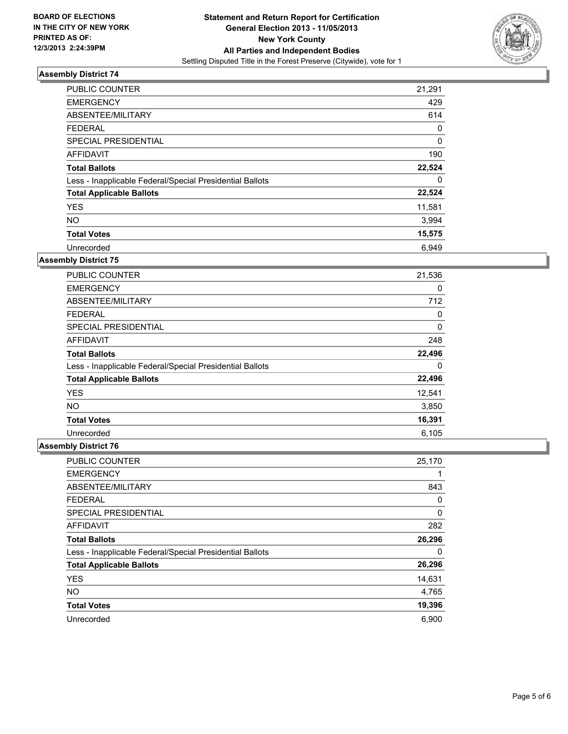**BOARD OF ELECTIONS IN THE CITY OF NEW YORK PRINTED AS OF: 12/3/2013 2:24:39PM**

**Statement and Return Report for Certification**
**General Election 2013 - 11/05/2013**
**New York County**
**All Parties and Independent Bodies**
Settling Disputed Title in the Forest Preserve (Citywide), vote for 1

### Assembly District 74

| | |
|---|---|
| PUBLIC COUNTER | 21,291 |
| EMERGENCY | 429 |
| ABSENTEE/MILITARY | 614 |
| FEDERAL | 0 |
| SPECIAL PRESIDENTIAL | 0 |
| AFFIDAVIT | 190 |
| **Total Ballots** | **22,524** |
| Less - Inapplicable Federal/Special Presidential Ballots | 0 |
| **Total Applicable Ballots** | **22,524** |
| YES | 11,581 |
| NO | 3,994 |
| **Total Votes** | **15,575** |
| Unrecorded | 6,949 |

### Assembly District 75

| | |
|---|---|
| PUBLIC COUNTER | 21,536 |
| EMERGENCY | 0 |
| ABSENTEE/MILITARY | 712 |
| FEDERAL | 0 |
| SPECIAL PRESIDENTIAL | 0 |
| AFFIDAVIT | 248 |
| **Total Ballots** | **22,496** |
| Less - Inapplicable Federal/Special Presidential Ballots | 0 |
| **Total Applicable Ballots** | **22,496** |
| YES | 12,541 |
| NO | 3,850 |
| **Total Votes** | **16,391** |
| Unrecorded | 6,105 |

### Assembly District 76

| | |
|---|---|
| PUBLIC COUNTER | 25,170 |
| EMERGENCY | 1 |
| ABSENTEE/MILITARY | 843 |
| FEDERAL | 0 |
| SPECIAL PRESIDENTIAL | 0 |
| AFFIDAVIT | 282 |
| **Total Ballots** | **26,296** |
| Less - Inapplicable Federal/Special Presidential Ballots | 0 |
| **Total Applicable Ballots** | **26,296** |
| YES | 14,631 |
| NO | 4,765 |
| **Total Votes** | **19,396** |
| Unrecorded | 6,900 |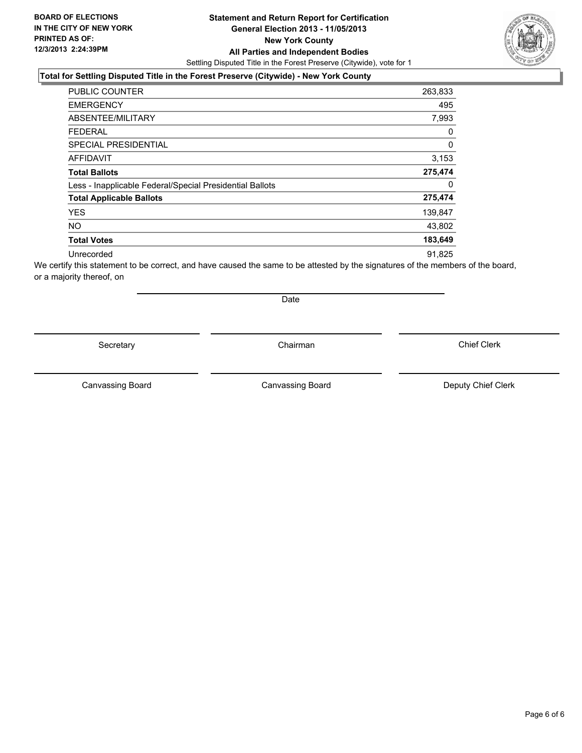**BOARD OF ELECTIONS IN THE CITY OF NEW YORK PRINTED AS OF: 12/3/2013 2:24:39PM**

# Statement and Return Report for Certification
## General Election 2013 - 11/05/2013
## New York County
## All Parties and Independent Bodies

Settling Disputed Title in the Forest Preserve (Citywide), vote for 1

### Total for Settling Disputed Title in the Forest Preserve (Citywide) - New York County

| | |
|---|---|
| PUBLIC COUNTER | 263,833 |
| EMERGENCY | 495 |
| ABSENTEE/MILITARY | 7,993 |
| FEDERAL | 0 |
| SPECIAL PRESIDENTIAL | 0 |
| AFFIDAVIT | 3,153 |
| **Total Ballots** | **275,474** |
| Less - Inapplicable Federal/Special Presidential Ballots | 0 |
| **Total Applicable Ballots** | **275,474** |
| YES | 139,847 |
| NO | 43,802 |
| **Total Votes** | **183,649** |
| Unrecorded | 91,825 |

We certify this statement to be correct, and have caused the same to be attested by the signatures of the members of the board, or a majority thereof, on

Date

Secretary

Chairman

Chief Clerk

Canvassing Board

Canvassing Board

Deputy Chief Clerk